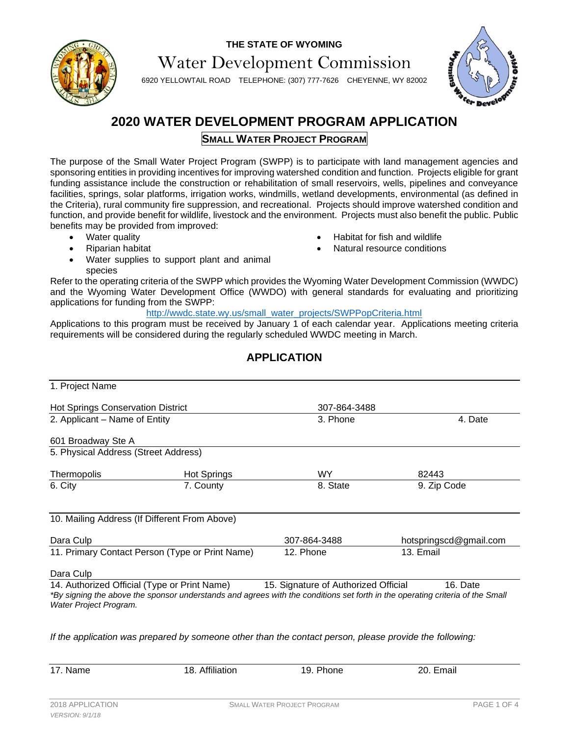THE STATE OF WYOMING

Water Development Commission

6920 YELLOWTAIL ROAD TELEPHONE: (307) 777-7626 CHEYENNE, WY 82002

# 2020 WATER DEVELOPMENT PROGRAM APPLICATION

## SMALL WATER PROJECT PROGRAM

The purpose of the Small Water Project Program (SWPP) is to participate with land management agencies and sponsoring entities in providing incentives for improving watershed condition and function. Projects eligible for grant funding assistance include the construction or rehabilitation of small reservoirs, wells, pipelines and conveyance facilities, springs, solar platforms, irrigation works, windmills, wetland developments, environmental (as defined in the Criteria), rural community fire suppression, and recreational. Projects should improve watershed condition and function, and provide benefit for wildlife, livestock and the environment. Projects must also benefit the public. Public benefits may be provided from improved:

- Water quality
- Riparian habitat
- Water supplies to support plant and animal species
- Habitat for fish and wildlife
- Natural resource conditions

Refer to the operating criteria of the SWPP which provides the Wyoming Water Development Commission (WWDC) and the Wyoming Water Development Office (WWDO) with general standards for evaluating and prioritizing applications for funding from the SWPP:

http://wwdc.state.wy.us/small_water_projects/SWPPopCriteria.html

Applications to this program must be received by January 1 of each calendar year. Applications meeting criteria requirements will be considered during the regularly scheduled WWDC meeting in March.

## APPLICATION

1. Project Name:

2. Applicant – Name of Entity: Hot Springs Conservation District

3. Phone: 307-864-3488

4. Date:

5. Physical Address (Street Address): 601 Broadway Ste A

6. City: Thermopolis

7. County: Hot Springs

8. State: WY

9. Zip Code: 82443

10. Mailing Address (If Different From Above):

11. Primary Contact Person (Type or Print Name): Dara Culp

12. Phone: 307-864-3488

13. Email: hotspringscd@gmail.com

14. Authorized Official (Type or Print Name): Dara Culp

15. Signature of Authorized Official:

16. Date:

*By signing the above the sponsor understands and agrees with the conditions set forth in the operating criteria of the Small Water Project Program.*

*If the application was prepared by someone other than the contact person, please provide the following:*

17. Name:

18. Affiliation:

19. Phone:

20. Email: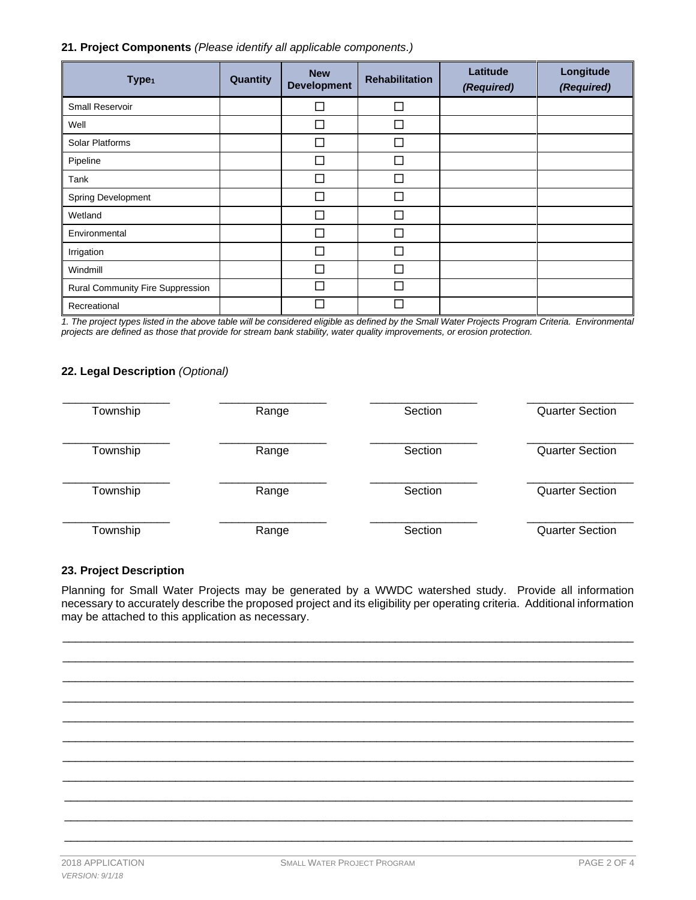**21. Project Components** *(Please identify all applicable components.)*

| Type[1] | Quantity | New Development | Rehabilitation | Latitude *(Required)* | Longitude *(Required)* |
|---|---|---|---|---|---|
| Small Reservoir | | ☐ | ☐ | | |
| Well | | ☐ | ☐ | | |
| Solar Platforms | | ☐ | ☐ | | |
| Pipeline | | ☐ | ☐ | | |
| Tank | | ☐ | ☐ | | |
| Spring Development | | ☐ | ☐ | | |
| Wetland | | ☐ | ☐ | | |
| Environmental | | ☐ | ☐ | | |
| Irrigation | | ☐ | ☐ | | |
| Windmill | | ☐ | ☐ | | |
| Rural Community Fire Suppression | | ☐ | ☐ | | |
| Recreational | | ☐ | ☐ | | |

*1. The project types listed in the above table will be considered eligible as defined by the Small Water Projects Program Criteria. Environmental projects are defined as those that provide for stream bank stability, water quality improvements, or erosion protection.*

**22. Legal Description** *(Optional)*

| Township | Range | Section | Quarter Section |
|---|---|---|---|
| ________________ | ________________ | ________________ | ________________ |
| ________________ | ________________ | ________________ | ________________ |
| ________________ | ________________ | ________________ | ________________ |
| ________________ | ________________ | ________________ | ________________ |

**23. Project Description**

Planning for Small Water Projects may be generated by a WWDC watershed study. Provide all information necessary to accurately describe the proposed project and its eligibility per operating criteria. Additional information may be attached to this application as necessary.

______________________________________________________________________________

______________________________________________________________________________

______________________________________________________________________________

______________________________________________________________________________

______________________________________________________________________________

______________________________________________________________________________

______________________________________________________________________________

______________________________________________________________________________

______________________________________________________________________________

______________________________________________________________________________

______________________________________________________________________________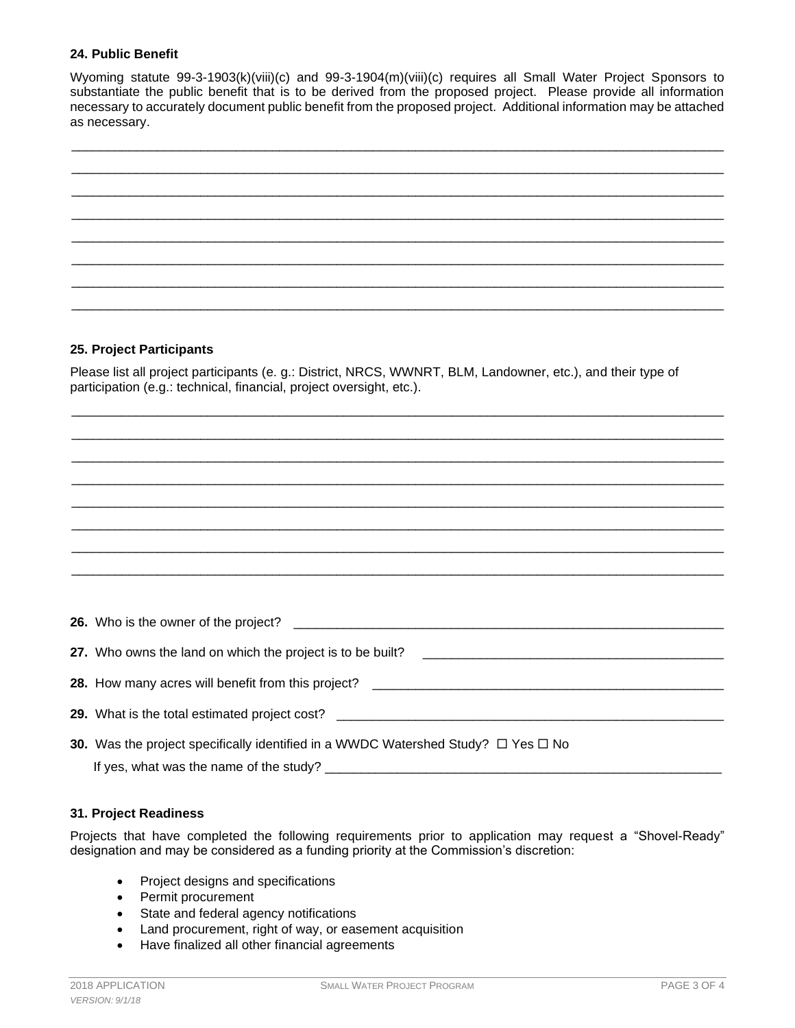### 24. Public Benefit

Wyoming statute 99-3-1903(k)(viii)(c) and 99-3-1904(m)(viii)(c) requires all Small Water Project Sponsors to substantiate the public benefit that is to be derived from the proposed project. Please provide all information necessary to accurately document public benefit from the proposed project. Additional information may be attached as necessary.

\_\_\_\_\_\_\_\_\_\_\_\_\_\_\_\_\_\_\_\_\_\_\_\_\_\_\_\_\_\_\_\_\_\_\_\_\_\_\_\_\_\_\_\_\_\_\_\_\_\_\_\_\_\_\_\_\_\_\_\_\_\_\_\_\_\_\_\_\_\_\_\_\_\_\_\_\_\_

\_\_\_\_\_\_\_\_\_\_\_\_\_\_\_\_\_\_\_\_\_\_\_\_\_\_\_\_\_\_\_\_\_\_\_\_\_\_\_\_\_\_\_\_\_\_\_\_\_\_\_\_\_\_\_\_\_\_\_\_\_\_\_\_\_\_\_\_\_\_\_\_\_\_\_\_\_\_

\_\_\_\_\_\_\_\_\_\_\_\_\_\_\_\_\_\_\_\_\_\_\_\_\_\_\_\_\_\_\_\_\_\_\_\_\_\_\_\_\_\_\_\_\_\_\_\_\_\_\_\_\_\_\_\_\_\_\_\_\_\_\_\_\_\_\_\_\_\_\_\_\_\_\_\_\_\_

\_\_\_\_\_\_\_\_\_\_\_\_\_\_\_\_\_\_\_\_\_\_\_\_\_\_\_\_\_\_\_\_\_\_\_\_\_\_\_\_\_\_\_\_\_\_\_\_\_\_\_\_\_\_\_\_\_\_\_\_\_\_\_\_\_\_\_\_\_\_\_\_\_\_\_\_\_\_

\_\_\_\_\_\_\_\_\_\_\_\_\_\_\_\_\_\_\_\_\_\_\_\_\_\_\_\_\_\_\_\_\_\_\_\_\_\_\_\_\_\_\_\_\_\_\_\_\_\_\_\_\_\_\_\_\_\_\_\_\_\_\_\_\_\_\_\_\_\_\_\_\_\_\_\_\_\_

\_\_\_\_\_\_\_\_\_\_\_\_\_\_\_\_\_\_\_\_\_\_\_\_\_\_\_\_\_\_\_\_\_\_\_\_\_\_\_\_\_\_\_\_\_\_\_\_\_\_\_\_\_\_\_\_\_\_\_\_\_\_\_\_\_\_\_\_\_\_\_\_\_\_\_\_\_\_

\_\_\_\_\_\_\_\_\_\_\_\_\_\_\_\_\_\_\_\_\_\_\_\_\_\_\_\_\_\_\_\_\_\_\_\_\_\_\_\_\_\_\_\_\_\_\_\_\_\_\_\_\_\_\_\_\_\_\_\_\_\_\_\_\_\_\_\_\_\_\_\_\_\_\_\_\_\_

\_\_\_\_\_\_\_\_\_\_\_\_\_\_\_\_\_\_\_\_\_\_\_\_\_\_\_\_\_\_\_\_\_\_\_\_\_\_\_\_\_\_\_\_\_\_\_\_\_\_\_\_\_\_\_\_\_\_\_\_\_\_\_\_\_\_\_\_\_\_\_\_\_\_\_\_\_\_

### 25. Project Participants

Please list all project participants (e. g.: District, NRCS, WWNRT, BLM, Landowner, etc.), and their type of participation (e.g.: technical, financial, project oversight, etc.).

\_\_\_\_\_\_\_\_\_\_\_\_\_\_\_\_\_\_\_\_\_\_\_\_\_\_\_\_\_\_\_\_\_\_\_\_\_\_\_\_\_\_\_\_\_\_\_\_\_\_\_\_\_\_\_\_\_\_\_\_\_\_\_\_\_\_\_\_\_\_\_\_\_\_\_\_\_\_

\_\_\_\_\_\_\_\_\_\_\_\_\_\_\_\_\_\_\_\_\_\_\_\_\_\_\_\_\_\_\_\_\_\_\_\_\_\_\_\_\_\_\_\_\_\_\_\_\_\_\_\_\_\_\_\_\_\_\_\_\_\_\_\_\_\_\_\_\_\_\_\_\_\_\_\_\_\_

\_\_\_\_\_\_\_\_\_\_\_\_\_\_\_\_\_\_\_\_\_\_\_\_\_\_\_\_\_\_\_\_\_\_\_\_\_\_\_\_\_\_\_\_\_\_\_\_\_\_\_\_\_\_\_\_\_\_\_\_\_\_\_\_\_\_\_\_\_\_\_\_\_\_\_\_\_\_

\_\_\_\_\_\_\_\_\_\_\_\_\_\_\_\_\_\_\_\_\_\_\_\_\_\_\_\_\_\_\_\_\_\_\_\_\_\_\_\_\_\_\_\_\_\_\_\_\_\_\_\_\_\_\_\_\_\_\_\_\_\_\_\_\_\_\_\_\_\_\_\_\_\_\_\_\_\_

\_\_\_\_\_\_\_\_\_\_\_\_\_\_\_\_\_\_\_\_\_\_\_\_\_\_\_\_\_\_\_\_\_\_\_\_\_\_\_\_\_\_\_\_\_\_\_\_\_\_\_\_\_\_\_\_\_\_\_\_\_\_\_\_\_\_\_\_\_\_\_\_\_\_\_\_\_\_

\_\_\_\_\_\_\_\_\_\_\_\_\_\_\_\_\_\_\_\_\_\_\_\_\_\_\_\_\_\_\_\_\_\_\_\_\_\_\_\_\_\_\_\_\_\_\_\_\_\_\_\_\_\_\_\_\_\_\_\_\_\_\_\_\_\_\_\_\_\_\_\_\_\_\_\_\_\_

\_\_\_\_\_\_\_\_\_\_\_\_\_\_\_\_\_\_\_\_\_\_\_\_\_\_\_\_\_\_\_\_\_\_\_\_\_\_\_\_\_\_\_\_\_\_\_\_\_\_\_\_\_\_\_\_\_\_\_\_\_\_\_\_\_\_\_\_\_\_\_\_\_\_\_\_\_\_

\_\_\_\_\_\_\_\_\_\_\_\_\_\_\_\_\_\_\_\_\_\_\_\_\_\_\_\_\_\_\_\_\_\_\_\_\_\_\_\_\_\_\_\_\_\_\_\_\_\_\_\_\_\_\_\_\_\_\_\_\_\_\_\_\_\_\_\_\_\_\_\_\_\_\_\_\_\_

**26.** Who is the owner of the project? \_\_\_\_\_\_\_\_\_\_\_\_\_\_\_\_\_\_\_\_\_\_\_\_\_\_\_\_\_\_\_\_\_\_\_\_\_\_\_\_\_\_\_\_\_\_\_\_\_\_\_\_\_\_

**27.** Who owns the land on which the project is to be built? \_\_\_\_\_\_\_\_\_\_\_\_\_\_\_\_\_\_\_\_\_\_\_\_\_\_\_\_\_\_\_\_\_\_\_\_\_\_

**28.** How many acres will benefit from this project? \_\_\_\_\_\_\_\_\_\_\_\_\_\_\_\_\_\_\_\_\_\_\_\_\_\_\_\_\_\_\_\_\_\_\_\_\_\_\_\_\_\_\_\_

**29.** What is the total estimated project cost? \_\_\_\_\_\_\_\_\_\_\_\_\_\_\_\_\_\_\_\_\_\_\_\_\_\_\_\_\_\_\_\_\_\_\_\_\_\_\_\_\_\_\_\_\_\_\_\_

**30.** Was the project specifically identified in a WWDC Watershed Study? ☐ Yes ☐ No

If yes, what was the name of the study? \_\_\_\_\_\_\_\_\_\_\_\_\_\_\_\_\_\_\_\_\_\_\_\_\_\_\_\_\_\_\_\_\_\_\_\_\_\_\_\_\_\_\_\_\_\_\_\_\_\_\_

### 31. Project Readiness

Projects that have completed the following requirements prior to application may request a "Shovel-Ready" designation and may be considered as a funding priority at the Commission's discretion:

- Project designs and specifications
- Permit procurement
- State and federal agency notifications
- Land procurement, right of way, or easement acquisition
- Have finalized all other financial agreements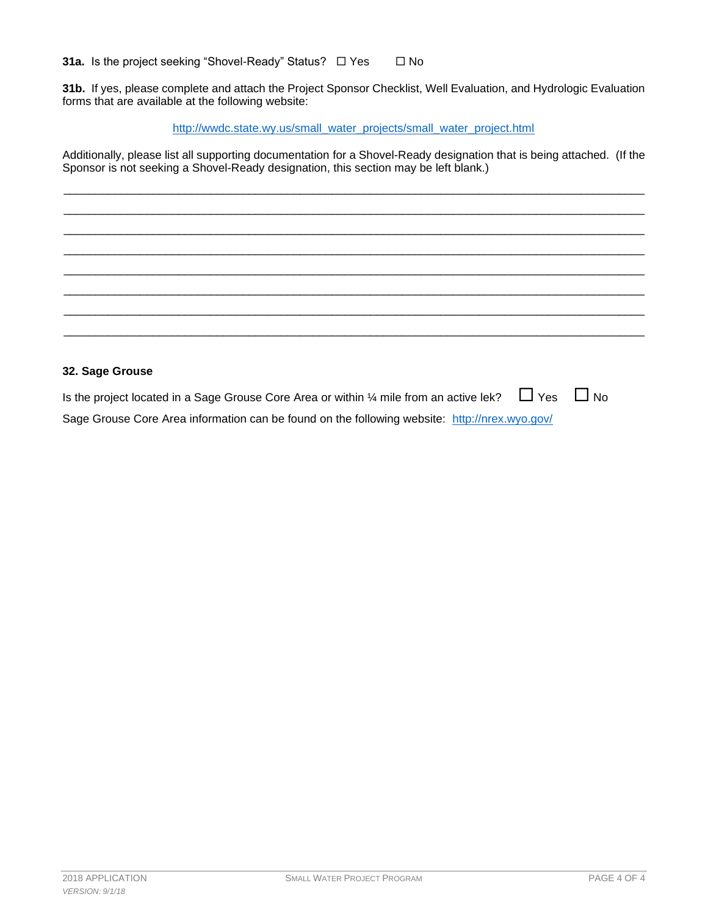**31a.** Is the project seeking "Shovel-Ready" Status? ☐ Yes ☐ No

**31b.** If yes, please complete and attach the Project Sponsor Checklist, Well Evaluation, and Hydrologic Evaluation forms that are available at the following website:

http://wwdc.state.wy.us/small_water_projects/small_water_project.html

Additionally, please list all supporting documentation for a Shovel-Ready designation that is being attached. (If the Sponsor is not seeking a Shovel-Ready designation, this section may be left blank.)

\_\_\_\_\_\_\_\_\_\_\_\_\_\_\_\_\_\_\_\_\_\_\_\_\_\_\_\_\_\_\_\_\_\_\_\_\_\_\_\_\_\_\_\_\_\_\_\_\_\_\_\_\_\_\_\_\_\_\_\_\_\_\_\_\_\_\_\_\_\_\_\_\_\_\_\_\_\_\_\_

\_\_\_\_\_\_\_\_\_\_\_\_\_\_\_\_\_\_\_\_\_\_\_\_\_\_\_\_\_\_\_\_\_\_\_\_\_\_\_\_\_\_\_\_\_\_\_\_\_\_\_\_\_\_\_\_\_\_\_\_\_\_\_\_\_\_\_\_\_\_\_\_\_\_\_\_\_\_\_\_

\_\_\_\_\_\_\_\_\_\_\_\_\_\_\_\_\_\_\_\_\_\_\_\_\_\_\_\_\_\_\_\_\_\_\_\_\_\_\_\_\_\_\_\_\_\_\_\_\_\_\_\_\_\_\_\_\_\_\_\_\_\_\_\_\_\_\_\_\_\_\_\_\_\_\_\_\_\_\_\_

\_\_\_\_\_\_\_\_\_\_\_\_\_\_\_\_\_\_\_\_\_\_\_\_\_\_\_\_\_\_\_\_\_\_\_\_\_\_\_\_\_\_\_\_\_\_\_\_\_\_\_\_\_\_\_\_\_\_\_\_\_\_\_\_\_\_\_\_\_\_\_\_\_\_\_\_\_\_\_\_

\_\_\_\_\_\_\_\_\_\_\_\_\_\_\_\_\_\_\_\_\_\_\_\_\_\_\_\_\_\_\_\_\_\_\_\_\_\_\_\_\_\_\_\_\_\_\_\_\_\_\_\_\_\_\_\_\_\_\_\_\_\_\_\_\_\_\_\_\_\_\_\_\_\_\_\_\_\_\_\_

\_\_\_\_\_\_\_\_\_\_\_\_\_\_\_\_\_\_\_\_\_\_\_\_\_\_\_\_\_\_\_\_\_\_\_\_\_\_\_\_\_\_\_\_\_\_\_\_\_\_\_\_\_\_\_\_\_\_\_\_\_\_\_\_\_\_\_\_\_\_\_\_\_\_\_\_\_\_\_\_

\_\_\_\_\_\_\_\_\_\_\_\_\_\_\_\_\_\_\_\_\_\_\_\_\_\_\_\_\_\_\_\_\_\_\_\_\_\_\_\_\_\_\_\_\_\_\_\_\_\_\_\_\_\_\_\_\_\_\_\_\_\_\_\_\_\_\_\_\_\_\_\_\_\_\_\_\_\_\_\_

\_\_\_\_\_\_\_\_\_\_\_\_\_\_\_\_\_\_\_\_\_\_\_\_\_\_\_\_\_\_\_\_\_\_\_\_\_\_\_\_\_\_\_\_\_\_\_\_\_\_\_\_\_\_\_\_\_\_\_\_\_\_\_\_\_\_\_\_\_\_\_\_\_\_\_\_\_\_\_\_

### 32. Sage Grouse

Is the project located in a Sage Grouse Core Area or within ¼ mile from an active lek? ☐ Yes ☐ No

Sage Grouse Core Area information can be found on the following website: http://nrex.wyo.gov/